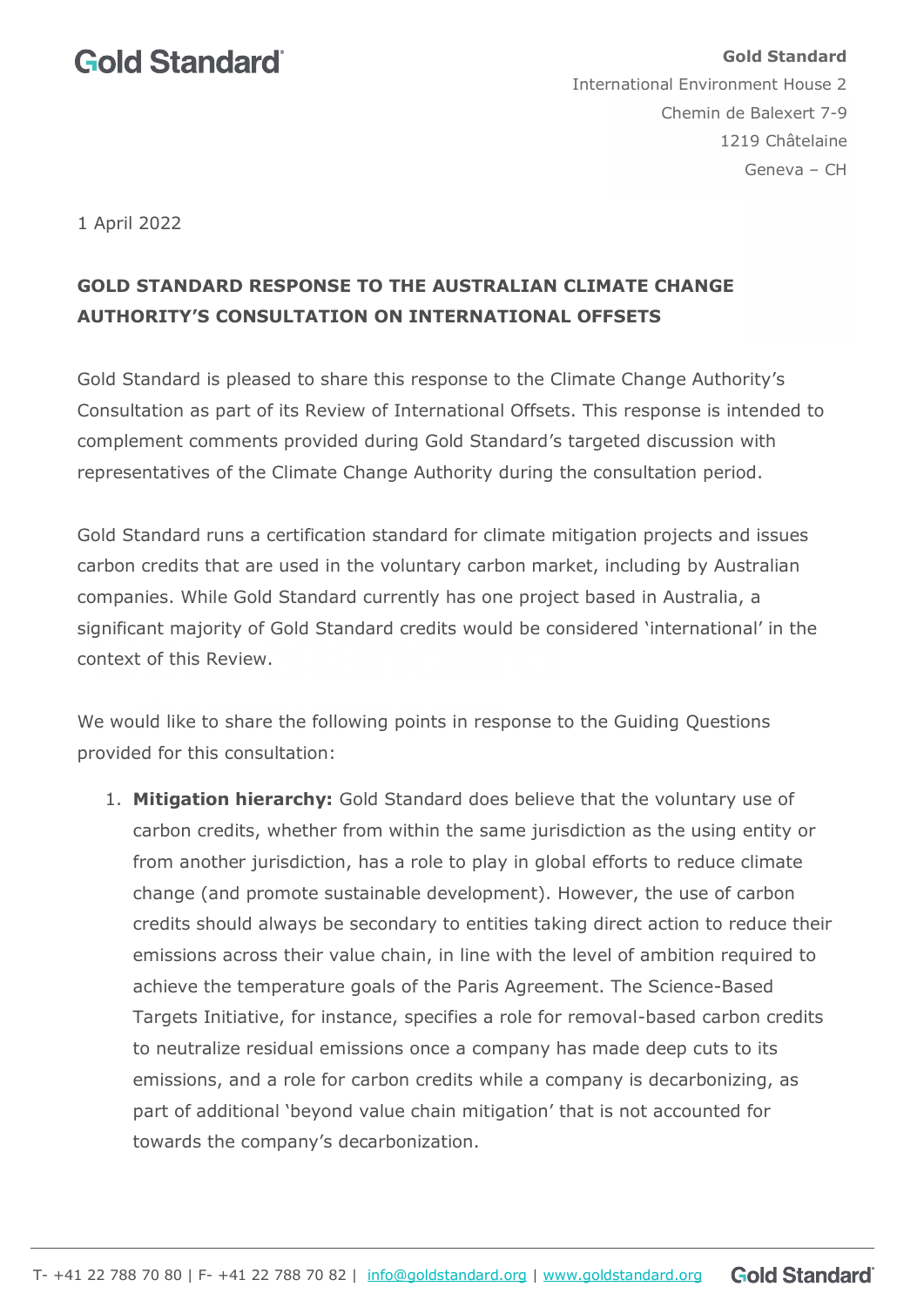**Gold Standard**

**Gold Standard**
International Environment House 2
Chemin de Balexert 7-9
1219 Châtelaine
Geneva – CH

1 April 2022

**GOLD STANDARD RESPONSE TO THE AUSTRALIAN CLIMATE CHANGE AUTHORITY'S CONSULTATION ON INTERNATIONAL OFFSETS**

Gold Standard is pleased to share this response to the Climate Change Authority's Consultation as part of its Review of International Offsets. This response is intended to complement comments provided during Gold Standard's targeted discussion with representatives of the Climate Change Authority during the consultation period.

Gold Standard runs a certification standard for climate mitigation projects and issues carbon credits that are used in the voluntary carbon market, including by Australian companies. While Gold Standard currently has one project based in Australia, a significant majority of Gold Standard credits would be considered 'international' in the context of this Review.

We would like to share the following points in response to the Guiding Questions provided for this consultation:

1. **Mitigation hierarchy:** Gold Standard does believe that the voluntary use of carbon credits, whether from within the same jurisdiction as the using entity or from another jurisdiction, has a role to play in global efforts to reduce climate change (and promote sustainable development). However, the use of carbon credits should always be secondary to entities taking direct action to reduce their emissions across their value chain, in line with the level of ambition required to achieve the temperature goals of the Paris Agreement. The Science-Based Targets Initiative, for instance, specifies a role for removal-based carbon credits to neutralize residual emissions once a company has made deep cuts to its emissions, and a role for carbon credits while a company is decarbonizing, as part of additional 'beyond value chain mitigation' that is not accounted for towards the company's decarbonization.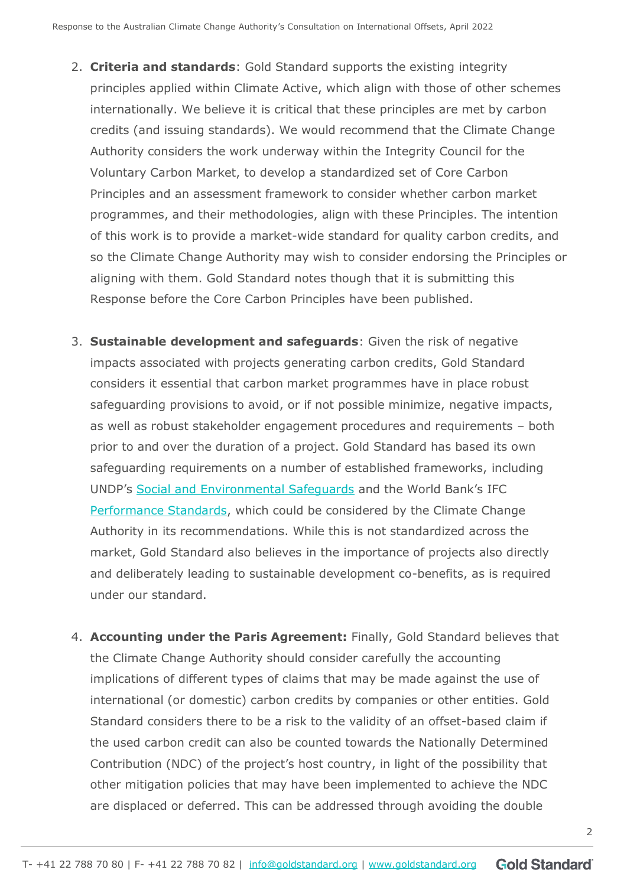2. **Criteria and standards**: Gold Standard supports the existing integrity principles applied within Climate Active, which align with those of other schemes internationally. We believe it is critical that these principles are met by carbon credits (and issuing standards). We would recommend that the Climate Change Authority considers the work underway within the Integrity Council for the Voluntary Carbon Market, to develop a standardized set of Core Carbon Principles and an assessment framework to consider whether carbon market programmes, and their methodologies, align with these Principles. The intention of this work is to provide a market-wide standard for quality carbon credits, and so the Climate Change Authority may wish to consider endorsing the Principles or aligning with them. Gold Standard notes though that it is submitting this Response before the Core Carbon Principles have been published.

3. **Sustainable development and safeguards**: Given the risk of negative impacts associated with projects generating carbon credits, Gold Standard considers it essential that carbon market programmes have in place robust safeguarding provisions to avoid, or if not possible minimize, negative impacts, as well as robust stakeholder engagement procedures and requirements – both prior to and over the duration of a project. Gold Standard has based its own safeguarding requirements on a number of established frameworks, including UNDP's Social and Environmental Safeguards and the World Bank's IFC Performance Standards, which could be considered by the Climate Change Authority in its recommendations. While this is not standardized across the market, Gold Standard also believes in the importance of projects also directly and deliberately leading to sustainable development co-benefits, as is required under our standard.

4. **Accounting under the Paris Agreement:** Finally, Gold Standard believes that the Climate Change Authority should consider carefully the accounting implications of different types of claims that may be made against the use of international (or domestic) carbon credits by companies or other entities. Gold Standard considers there to be a risk to the validity of an offset-based claim if the used carbon credit can also be counted towards the Nationally Determined Contribution (NDC) of the project's host country, in light of the possibility that other mitigation policies that may have been implemented to achieve the NDC are displaced or deferred. This can be addressed through avoiding the double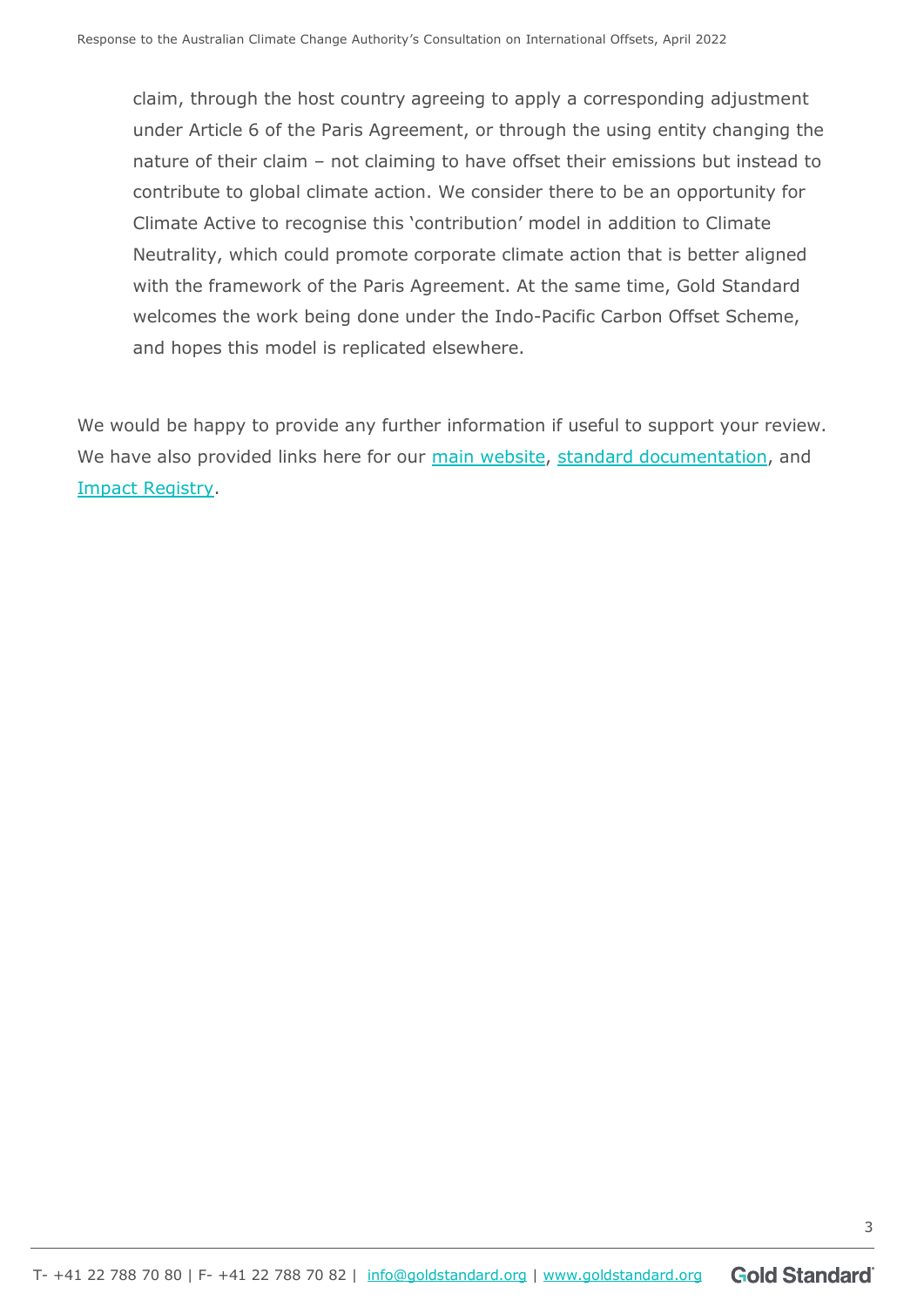claim, through the host country agreeing to apply a corresponding adjustment under Article 6 of the Paris Agreement, or through the using entity changing the nature of their claim – not claiming to have offset their emissions but instead to contribute to global climate action. We consider there to be an opportunity for Climate Active to recognise this 'contribution' model in addition to Climate Neutrality, which could promote corporate climate action that is better aligned with the framework of the Paris Agreement. At the same time, Gold Standard welcomes the work being done under the Indo-Pacific Carbon Offset Scheme, and hopes this model is replicated elsewhere.

We would be happy to provide any further information if useful to support your review. We have also provided links here for our main website, standard documentation, and Impact Registry.